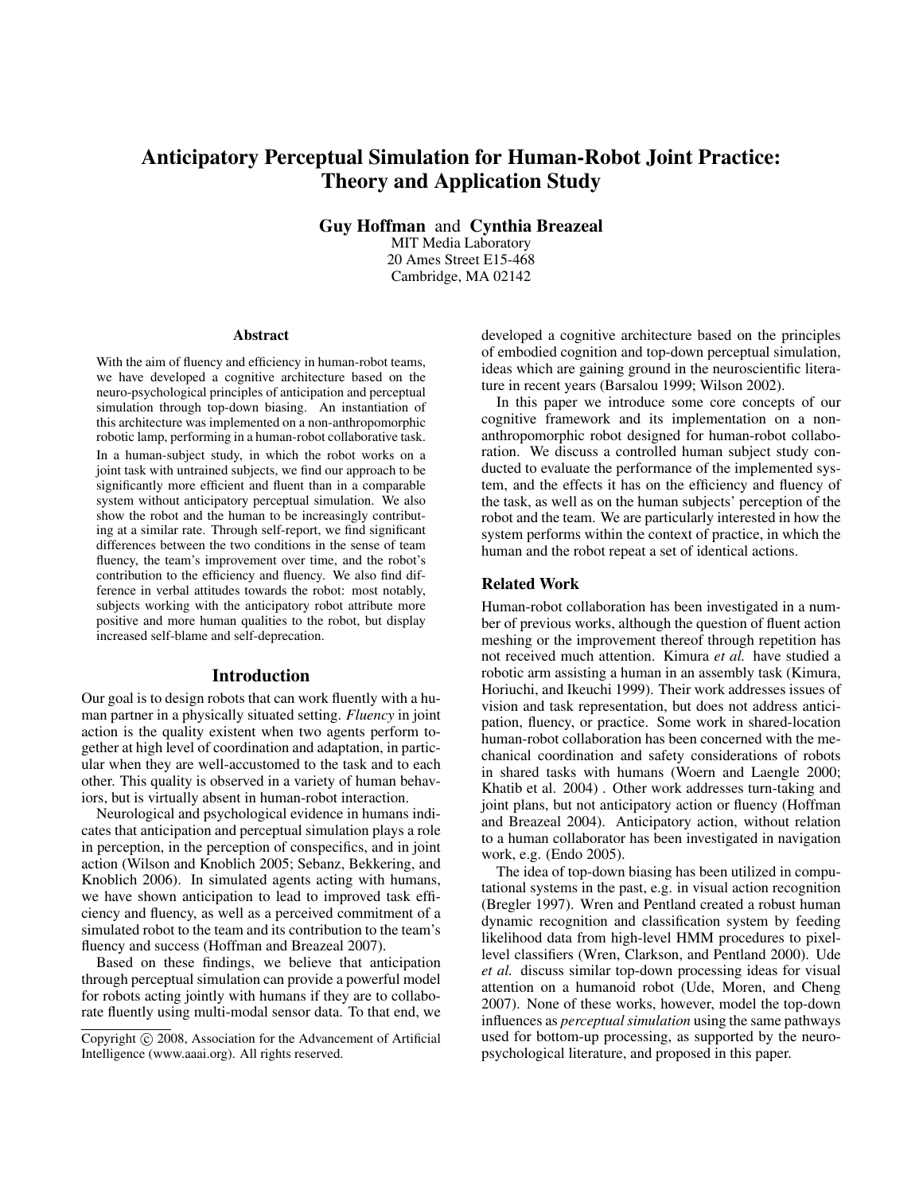# Anticipatory Perceptual Simulation for Human-Robot Joint Practice: Theory and Application Study

**Guy Hoffman** and **Cynthia Breazeal**
MIT Media Laboratory
20 Ames Street E15-468
Cambridge, MA 02142

## Abstract

With the aim of fluency and efficiency in human-robot teams, we have developed a cognitive architecture based on the neuro-psychological principles of anticipation and perceptual simulation through top-down biasing. An instantiation of this architecture was implemented on a non-anthropomorphic robotic lamp, performing in a human-robot collaborative task.

In a human-subject study, in which the robot works on a joint task with untrained subjects, we find our approach to be significantly more efficient and fluent than in a comparable system without anticipatory perceptual simulation. We also show the robot and the human to be increasingly contributing at a similar rate. Through self-report, we find significant differences between the two conditions in the sense of team fluency, the team's improvement over time, and the robot's contribution to the efficiency and fluency. We also find difference in verbal attitudes towards the robot: most notably, subjects working with the anticipatory robot attribute more positive and more human qualities to the robot, but display increased self-blame and self-deprecation.

## Introduction

Our goal is to design robots that can work fluently with a human partner in a physically situated setting. *Fluency* in joint action is the quality existent when two agents perform together at high level of coordination and adaptation, in particular when they are well-accustomed to the task and to each other. This quality is observed in a variety of human behaviors, but is virtually absent in human-robot interaction.

Neurological and psychological evidence in humans indicates that anticipation and perceptual simulation plays a role in perception, in the perception of conspecifics, and in joint action (Wilson and Knoblich 2005; Sebanz, Bekkering, and Knoblich 2006). In simulated agents acting with humans, we have shown anticipation to lead to improved task efficiency and fluency, as well as a perceived commitment of a simulated robot to the team and its contribution to the team's fluency and success (Hoffman and Breazeal 2007).

Based on these findings, we believe that anticipation through perceptual simulation can provide a powerful model for robots acting jointly with humans if they are to collaborate fluently using multi-modal sensor data. To that end, we developed a cognitive architecture based on the principles of embodied cognition and top-down perceptual simulation, ideas which are gaining ground in the neuroscientific literature in recent years (Barsalou 1999; Wilson 2002).

In this paper we introduce some core concepts of our cognitive framework and its implementation on a non-anthropomorphic robot designed for human-robot collaboration. We discuss a controlled human subject study conducted to evaluate the performance of the implemented system, and the effects it has on the efficiency and fluency of the task, as well as on the human subjects' perception of the robot and the team. We are particularly interested in how the system performs within the context of practice, in which the human and the robot repeat a set of identical actions.

## Related Work

Human-robot collaboration has been investigated in a number of previous works, although the question of fluent action meshing or the improvement thereof through repetition has not received much attention. Kimura *et al.* have studied a robotic arm assisting a human in an assembly task (Kimura, Horiuchi, and Ikeuchi 1999). Their work addresses issues of vision and task representation, but does not address anticipation, fluency, or practice. Some work in shared-location human-robot collaboration has been concerned with the mechanical coordination and safety considerations of robots in shared tasks with humans (Woern and Laengle 2000; Khatib et al. 2004) . Other work addresses turn-taking and joint plans, but not anticipatory action or fluency (Hoffman and Breazeal 2004). Anticipatory action, without relation to a human collaborator has been investigated in navigation work, e.g. (Endo 2005).

The idea of top-down biasing has been utilized in computational systems in the past, e.g. in visual action recognition (Bregler 1997). Wren and Pentland created a robust human dynamic recognition and classification system by feeding likelihood data from high-level HMM procedures to pixel-level classifiers (Wren, Clarkson, and Pentland 2000). Ude *et al.* discuss similar top-down processing ideas for visual attention on a humanoid robot (Ude, Moren, and Cheng 2007). None of these works, however, model the top-down influences as *perceptual simulation* using the same pathways used for bottom-up processing, as supported by the neuro-psychological literature, and proposed in this paper.

Copyright © 2008, Association for the Advancement of Artificial Intelligence (www.aaai.org). All rights reserved.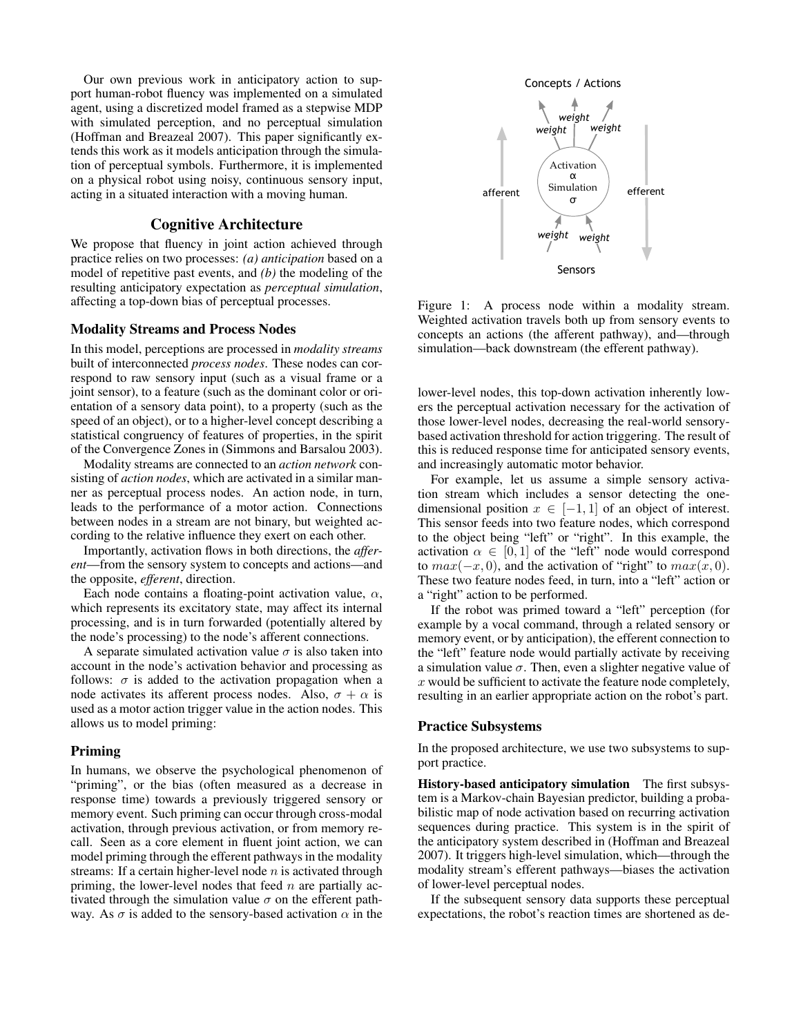Our own previous work in anticipatory action to support human-robot fluency was implemented on a simulated agent, using a discretized model framed as a stepwise MDP with simulated perception, and no perceptual simulation (Hoffman and Breazeal 2007). This paper significantly extends this work as it models anticipation through the simulation of perceptual symbols. Furthermore, it is implemented on a physical robot using noisy, continuous sensory input, acting in a situated interaction with a moving human.

## Cognitive Architecture

We propose that fluency in joint action achieved through practice relies on two processes: *(a) anticipation* based on a model of repetitive past events, and *(b)* the modeling of the resulting anticipatory expectation as *perceptual simulation*, affecting a top-down bias of perceptual processes.

### Modality Streams and Process Nodes

In this model, perceptions are processed in *modality streams* built of interconnected *process nodes*. These nodes can correspond to raw sensory input (such as a visual frame or a joint sensor), to a feature (such as the dominant color or orientation of a sensory data point), to a property (such as the speed of an object), or to a higher-level concept describing a statistical congruency of features of properties, in the spirit of the Convergence Zones in (Simmons and Barsalou 2003).

Modality streams are connected to an *action network* consisting of *action nodes*, which are activated in a similar manner as perceptual process nodes. An action node, in turn, leads to the performance of a motor action. Connections between nodes in a stream are not binary, but weighted according to the relative influence they exert on each other.

Importantly, activation flows in both directions, the *afferent*—from the sensory system to concepts and actions—and the opposite, *efferent*, direction.

Each node contains a floating-point activation value, $\alpha$, which represents its excitatory state, may affect its internal processing, and is in turn forwarded (potentially altered by the node's processing) to the node's afferent connections.

A separate simulated activation value $\sigma$ is also taken into account in the node's activation behavior and processing as follows: $\sigma$ is added to the activation propagation when a node activates its afferent process nodes. Also, $\sigma + \alpha$ is used as a motor action trigger value in the action nodes. This allows us to model priming:

### Priming

In humans, we observe the psychological phenomenon of "priming", or the bias (often measured as a decrease in response time) towards a previously triggered sensory or memory event. Such priming can occur through cross-modal activation, through previous activation, or from memory recall. Seen as a core element in fluent joint action, we can model priming through the efferent pathways in the modality streams: If a certain higher-level node $n$ is activated through priming, the lower-level nodes that feed $n$ are partially activated through the simulation value $\sigma$ on the efferent pathway. As $\sigma$ is added to the sensory-based activation $\alpha$ in the lower-level nodes, this top-down activation inherently lowers the perceptual activation necessary for the activation of those lower-level nodes, decreasing the real-world sensory-based activation threshold for action triggering. The result of this is reduced response time for anticipated sensory events, and increasingly automatic motor behavior.

Figure 1: A process node within a modality stream. Weighted activation travels both up from sensory events to concepts an actions (the afferent pathway), and—through simulation—back downstream (the efferent pathway).

For example, let us assume a simple sensory activation stream which includes a sensor detecting the one-dimensional position $x \in [-1, 1]$ of an object of interest. This sensor feeds into two feature nodes, which correspond to the object being "left" or "right". In this example, the activation $\alpha \in [0, 1]$ of the "left" node would correspond to $max(-x, 0)$, and the activation of "right" to $max(x, 0)$. These two feature nodes feed, in turn, into a "left" action or a "right" action to be performed.

If the robot was primed toward a "left" perception (for example by a vocal command, through a related sensory or memory event, or by anticipation), the efferent connection to the "left" feature node would partially activate by receiving a simulation value $\sigma$. Then, even a slighter negative value of $x$ would be sufficient to activate the feature node completely, resulting in an earlier appropriate action on the robot's part.

### Practice Subsystems

In the proposed architecture, we use two subsystems to support practice.

**History-based anticipatory simulation** The first subsystem is a Markov-chain Bayesian predictor, building a probabilistic map of node activation based on recurring activation sequences during practice. This system is in the spirit of the anticipatory system described in (Hoffman and Breazeal 2007). It triggers high-level simulation, which—through the modality stream's efferent pathways—biases the activation of lower-level perceptual nodes.

If the subsequent sensory data supports these perceptual expectations, the robot's reaction times are shortened as de-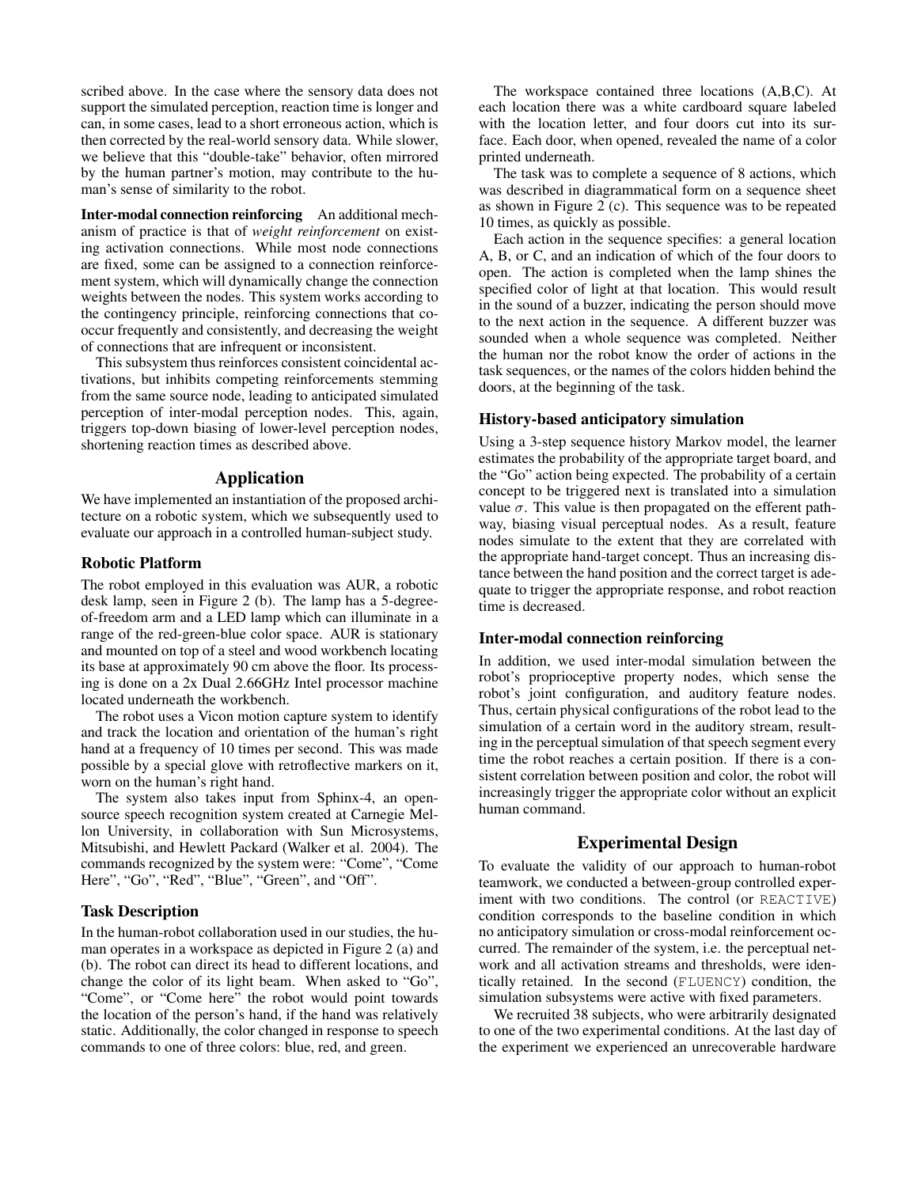scribed above. In the case where the sensory data does not support the simulated perception, reaction time is longer and can, in some cases, lead to a short erroneous action, which is then corrected by the real-world sensory data. While slower, we believe that this "double-take" behavior, often mirrored by the human partner's motion, may contribute to the human's sense of similarity to the robot.

**Inter-modal connection reinforcing** An additional mechanism of practice is that of *weight reinforcement* on existing activation connections. While most node connections are fixed, some can be assigned to a connection reinforcement system, which will dynamically change the connection weights between the nodes. This system works according to the contingency principle, reinforcing connections that co-occur frequently and consistently, and decreasing the weight of connections that are infrequent or inconsistent.

This subsystem thus reinforces consistent coincidental activations, but inhibits competing reinforcements stemming from the same source node, leading to anticipated simulated perception of inter-modal perception nodes. This, again, triggers top-down biasing of lower-level perception nodes, shortening reaction times as described above.

## Application

We have implemented an instantiation of the proposed architecture on a robotic system, which we subsequently used to evaluate our approach in a controlled human-subject study.

### Robotic Platform

The robot employed in this evaluation was AUR, a robotic desk lamp, seen in Figure 2 (b). The lamp has a 5-degree-of-freedom arm and a LED lamp which can illuminate in a range of the red-green-blue color space. AUR is stationary and mounted on top of a steel and wood workbench locating its base at approximately 90 cm above the floor. Its processing is done on a 2x Dual 2.66GHz Intel processor machine located underneath the workbench.

The robot uses a Vicon motion capture system to identify and track the location and orientation of the human's right hand at a frequency of 10 times per second. This was made possible by a special glove with retroflective markers on it, worn on the human's right hand.

The system also takes input from Sphinx-4, an open-source speech recognition system created at Carnegie Mellon University, in collaboration with Sun Microsystems, Mitsubishi, and Hewlett Packard (Walker et al. 2004). The commands recognized by the system were: "Come", "Come Here", "Go", "Red", "Blue", "Green", and "Off".

### Task Description

In the human-robot collaboration used in our studies, the human operates in a workspace as depicted in Figure 2 (a) and (b). The robot can direct its head to different locations, and change the color of its light beam. When asked to "Go", "Come", or "Come here" the robot would point towards the location of the person's hand, if the hand was relatively static. Additionally, the color changed in response to speech commands to one of three colors: blue, red, and green.

The workspace contained three locations (A,B,C). At each location there was a white cardboard square labeled with the location letter, and four doors cut into its surface. Each door, when opened, revealed the name of a color printed underneath.

The task was to complete a sequence of 8 actions, which was described in diagrammatical form on a sequence sheet as shown in Figure 2 (c). This sequence was to be repeated 10 times, as quickly as possible.

Each action in the sequence specifies: a general location A, B, or C, and an indication of which of the four doors to open. The action is completed when the lamp shines the specified color of light at that location. This would result in the sound of a buzzer, indicating the person should move to the next action in the sequence. A different buzzer was sounded when a whole sequence was completed. Neither the human nor the robot know the order of actions in the task sequences, or the names of the colors hidden behind the doors, at the beginning of the task.

### History-based anticipatory simulation

Using a 3-step sequence history Markov model, the learner estimates the probability of the appropriate target board, and the "Go" action being expected. The probability of a certain concept to be triggered next is translated into a simulation value $\sigma$. This value is then propagated on the efferent pathway, biasing visual perceptual nodes. As a result, feature nodes simulate to the extent that they are correlated with the appropriate hand-target concept. Thus an increasing distance between the hand position and the correct target is adequate to trigger the appropriate response, and robot reaction time is decreased.

### Inter-modal connection reinforcing

In addition, we used inter-modal simulation between the robot's proprioceptive property nodes, which sense the robot's joint configuration, and auditory feature nodes. Thus, certain physical configurations of the robot lead to the simulation of a certain word in the auditory stream, resulting in the perceptual simulation of that speech segment every time the robot reaches a certain position. If there is a consistent correlation between position and color, the robot will increasingly trigger the appropriate color without an explicit human command.

## Experimental Design

To evaluate the validity of our approach to human-robot teamwork, we conducted a between-group controlled experiment with two conditions. The control (or `REACTIVE`) condition corresponds to the baseline condition in which no anticipatory simulation or cross-modal reinforcement occurred. The remainder of the system, i.e. the perceptual network and all activation streams and thresholds, were identically retained. In the second (`FLUENCY`) condition, the simulation subsystems were active with fixed parameters.

We recruited 38 subjects, who were arbitrarily designated to one of the two experimental conditions. At the last day of the experiment we experienced an unrecoverable hardware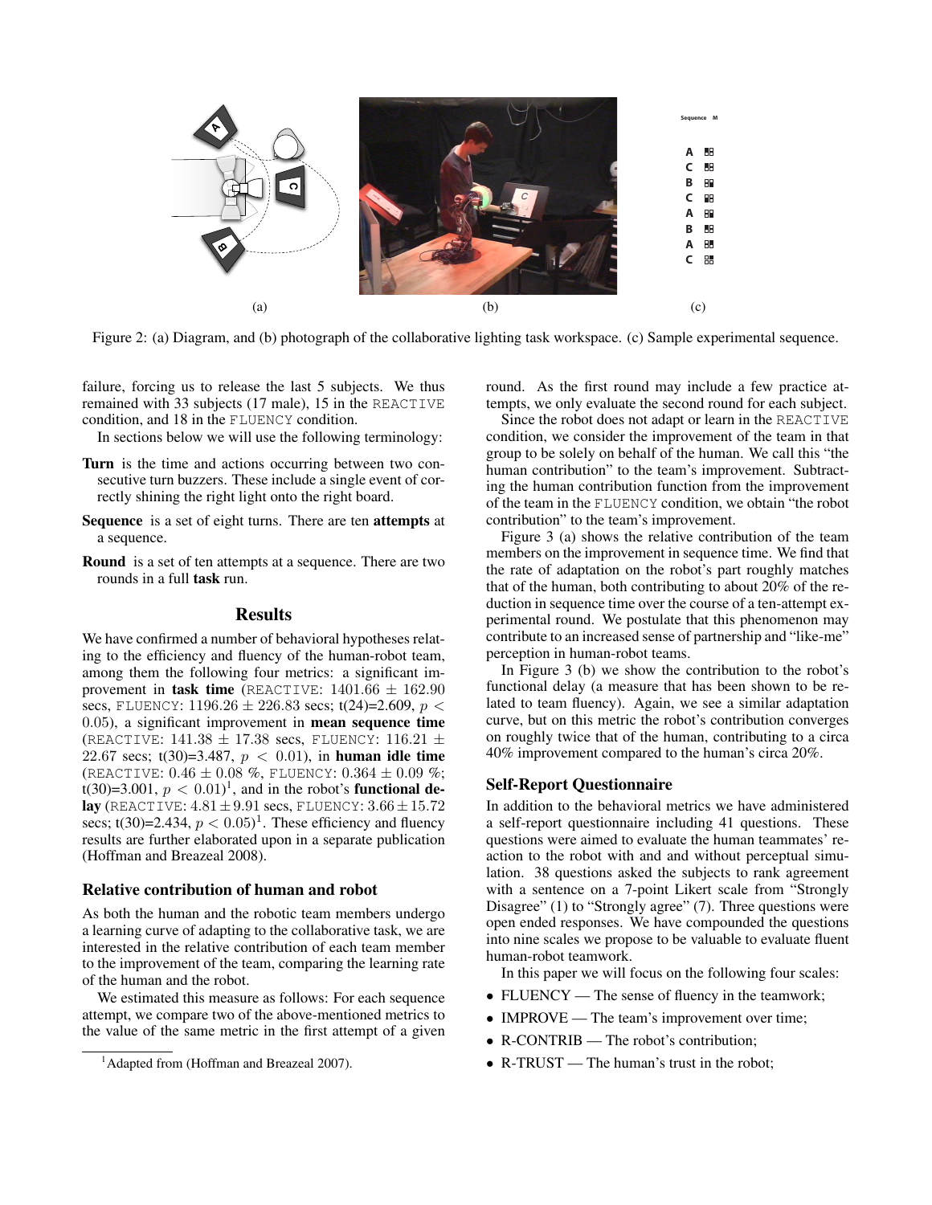Figure 2: (a) Diagram, and (b) photograph of the collaborative lighting task workspace. (c) Sample experimental sequence.

failure, forcing us to release the last 5 subjects. We thus remained with 33 subjects (17 male), 15 in the REACTIVE condition, and 18 in the FLUENCY condition.

In sections below we will use the following terminology:

**Turn** is the time and actions occurring between two consecutive turn buzzers. These include a single event of correctly shining the right light onto the right board.

**Sequence** is a set of eight turns. There are ten **attempts** at a sequence.

**Round** is a set of ten attempts at a sequence. There are two rounds in a full **task** run.

## Results

We have confirmed a number of behavioral hypotheses relating to the efficiency and fluency of the human-robot team, among them the following four metrics: a significant improvement in **task time** (REACTIVE: $1401.66 \pm 162.90$ secs, FLUENCY: $1196.26 \pm 226.83$ secs; t(24)=2.609, $p < 0.05$), a significant improvement in **mean sequence time** (REACTIVE: $141.38 \pm 17.38$ secs, FLUENCY: $116.21 \pm 22.67$ secs; t(30)=3.487, $p < 0.01$), in **human idle time** (REACTIVE: $0.46 \pm 0.08$ %, FLUENCY: $0.364 \pm 0.09$ %; t(30)=3.001, $p < 0.01$)[1], and in the robot's **functional delay** (REACTIVE: $4.81 \pm 9.91$ secs, FLUENCY: $3.66 \pm 15.72$ secs; t(30)=2.434, $p < 0.05$)[1]. These efficiency and fluency results are further elaborated upon in a separate publication (Hoffman and Breazeal 2008).

### Relative contribution of human and robot

As both the human and the robotic team members undergo a learning curve of adapting to the collaborative task, we are interested in the relative contribution of each team member to the improvement of the team, comparing the learning rate of the human and the robot.

We estimated this measure as follows: For each sequence attempt, we compare two of the above-mentioned metrics to the value of the same metric in the first attempt of a given round. As the first round may include a few practice attempts, we only evaluate the second round for each subject.

Since the robot does not adapt or learn in the REACTIVE condition, we consider the improvement of the team in that group to be solely on behalf of the human. We call this "the human contribution" to the team's improvement. Subtracting the human contribution function from the improvement of the team in the FLUENCY condition, we obtain "the robot contribution" to the team's improvement.

Figure 3 (a) shows the relative contribution of the team members on the improvement in sequence time. We find that the rate of adaptation on the robot's part roughly matches that of the human, both contributing to about 20% of the reduction in sequence time over the course of a ten-attempt experimental round. We postulate that this phenomenon may contribute to an increased sense of partnership and "like-me" perception in human-robot teams.

In Figure 3 (b) we show the contribution to the robot's functional delay (a measure that has been shown to be related to team fluency). Again, we see a similar adaptation curve, but on this metric the robot's contribution converges on roughly twice that of the human, contributing to a circa 40% improvement compared to the human's circa 20%.

### Self-Report Questionnaire

In addition to the behavioral metrics we have administered a self-report questionnaire including 41 questions. These questions were aimed to evaluate the human teammates' reaction to the robot with and and without perceptual simulation. 38 questions asked the subjects to rank agreement with a sentence on a 7-point Likert scale from "Strongly Disagree" (1) to "Strongly agree" (7). Three questions were open ended responses. We have compounded the questions into nine scales we propose to be valuable to evaluate fluent human-robot teamwork.

In this paper we will focus on the following four scales:

- FLUENCY — The sense of fluency in the teamwork;
- IMPROVE — The team's improvement over time;
- R-CONTRIB — The robot's contribution;
- R-TRUST — The human's trust in the robot;

[1] Adapted from (Hoffman and Breazeal 2007).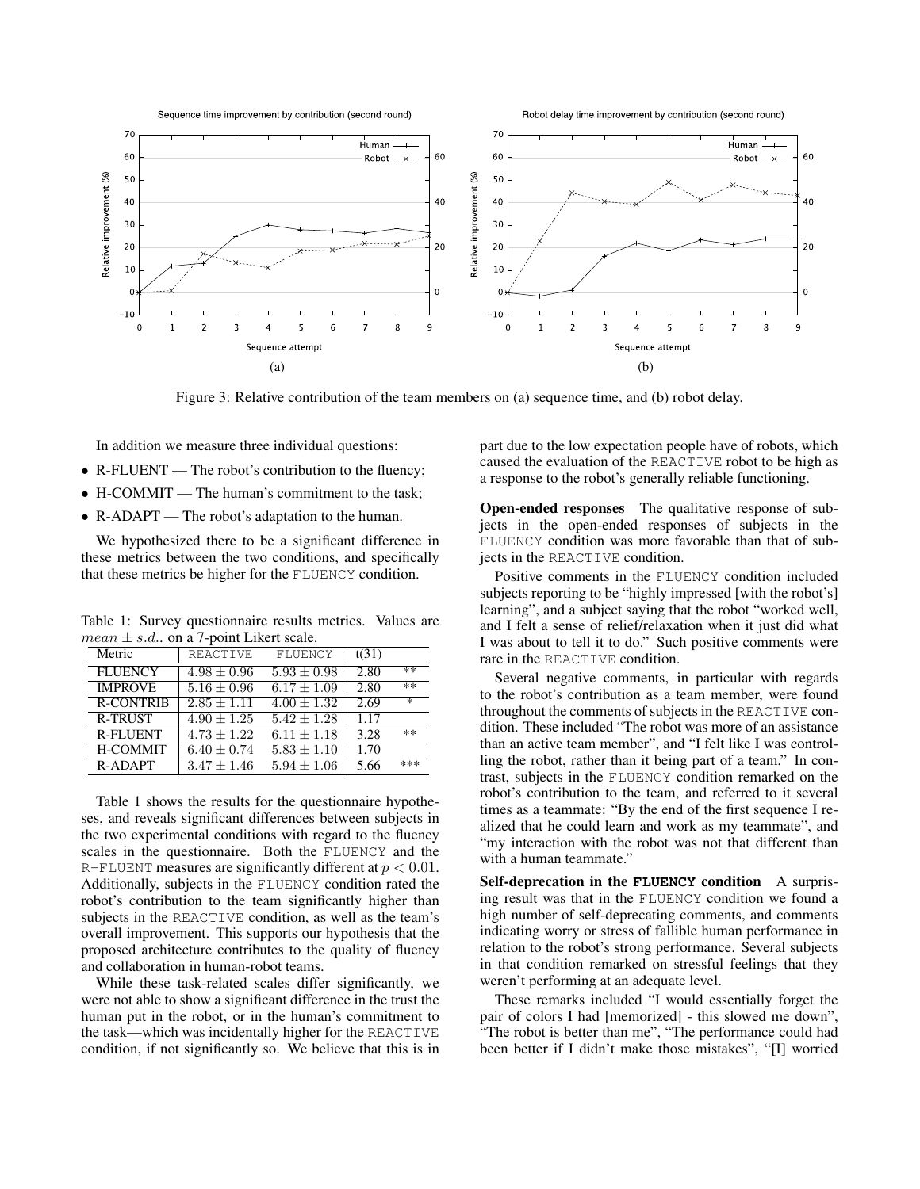Figure 3: Relative contribution of the team members on (a) sequence time, and (b) robot delay.

In addition we measure three individual questions:

- R-FLUENT — The robot's contribution to the fluency;
- H-COMMIT — The human's commitment to the task;
- R-ADAPT — The robot's adaptation to the human.

We hypothesized there to be a significant difference in these metrics between the two conditions, and specifically that these metrics be higher for the FLUENCY condition.

Table 1: Survey questionnaire results metrics. Values are $mean \pm s.d.$. on a 7-point Likert scale.

| Metric | REACTIVE | FLUENCY | t(31) | |
|---|---|---|---|---|
| FLUENCY | $4.98 \pm 0.96$ | $5.93 \pm 0.98$ | 2.80 | ** |
| IMPROVE | $5.16 \pm 0.96$ | $6.17 \pm 1.09$ | 2.80 | ** |
| R-CONTRIB | $2.85 \pm 1.11$ | $4.00 \pm 1.32$ | 2.69 | * |
| R-TRUST | $4.90 \pm 1.25$ | $5.42 \pm 1.28$ | 1.17 | |
| R-FLUENT | $4.73 \pm 1.22$ | $6.11 \pm 1.18$ | 3.28 | ** |
| H-COMMIT | $6.40 \pm 0.74$ | $5.83 \pm 1.10$ | 1.70 | |
| R-ADAPT | $3.47 \pm 1.46$ | $5.94 \pm 1.06$ | 5.66 | *** |

Table 1 shows the results for the questionnaire hypotheses, and reveals significant differences between subjects in the two experimental conditions with regard to the fluency scales in the questionnaire. Both the FLUENCY and the R-FLUENT measures are significantly different at $p < 0.01$. Additionally, subjects in the FLUENCY condition rated the robot's contribution to the team significantly higher than subjects in the REACTIVE condition, as well as the team's overall improvement. This supports our hypothesis that the proposed architecture contributes to the quality of fluency and collaboration in human-robot teams.

While these task-related scales differ significantly, we were not able to show a significant difference in the trust the human put in the robot, or in the human's commitment to the task—which was incidentally higher for the REACTIVE condition, if not significantly so. We believe that this is in part due to the low expectation people have of robots, which caused the evaluation of the REACTIVE robot to be high as a response to the robot's generally reliable functioning.

**Open-ended responses** The qualitative response of subjects in the open-ended responses of subjects in the FLUENCY condition was more favorable than that of subjects in the REACTIVE condition.

Positive comments in the FLUENCY condition included subjects reporting to be "highly impressed [with the robot's] learning", and a subject saying that the robot "worked well, and I felt a sense of relief/relaxation when it just did what I was about to tell it to do." Such positive comments were rare in the REACTIVE condition.

Several negative comments, in particular with regards to the robot's contribution as a team member, were found throughout the comments of subjects in the REACTIVE condition. These included "The robot was more of an assistance than an active team member", and "I felt like I was controlling the robot, rather than it being part of a team." In contrast, subjects in the FLUENCY condition remarked on the robot's contribution to the team, and referred to it several times as a teammate: "By the end of the first sequence I realized that he could learn and work as my teammate", and "my interaction with the robot was not that different than with a human teammate."

**Self-deprecation in the FLUENCY condition** A surprising result was that in the FLUENCY condition we found a high number of self-deprecating comments, and comments indicating worry or stress of fallible human performance in relation to the robot's strong performance. Several subjects in that condition remarked on stressful feelings that they weren't performing at an adequate level.

These remarks included "I would essentially forget the pair of colors I had [memorized] - this slowed me down", "The robot is better than me", "The performance could had been better if I didn't make those mistakes", "[I] worried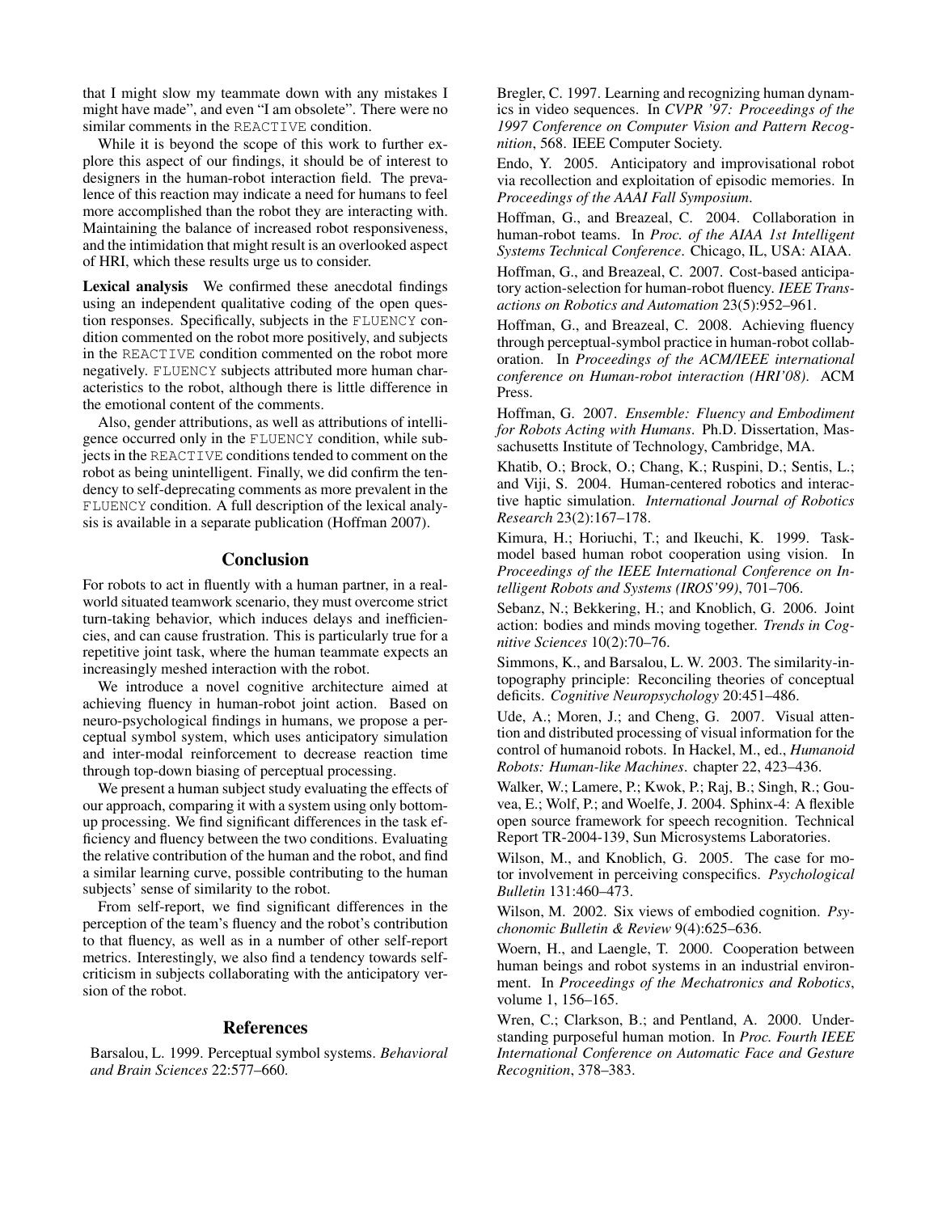that I might slow my teammate down with any mistakes I might have made", and even "I am obsolete". There were no similar comments in the REACTIVE condition.

While it is beyond the scope of this work to further explore this aspect of our findings, it should be of interest to designers in the human-robot interaction field. The prevalence of this reaction may indicate a need for humans to feel more accomplished than the robot they are interacting with. Maintaining the balance of increased robot responsiveness, and the intimidation that might result is an overlooked aspect of HRI, which these results urge us to consider.

**Lexical analysis** We confirmed these anecdotal findings using an independent qualitative coding of the open question responses. Specifically, subjects in the FLUENCY condition commented on the robot more positively, and subjects in the REACTIVE condition commented on the robot more negatively. FLUENCY subjects attributed more human characteristics to the robot, although there is little difference in the emotional content of the comments.

Also, gender attributions, as well as attributions of intelligence occurred only in the FLUENCY condition, while subjects in the REACTIVE conditions tended to comment on the robot as being unintelligent. Finally, we did confirm the tendency to self-deprecating comments as more prevalent in the FLUENCY condition. A full description of the lexical analysis is available in a separate publication (Hoffman 2007).

## Conclusion

For robots to act in fluently with a human partner, in a real-world situated teamwork scenario, they must overcome strict turn-taking behavior, which induces delays and inefficiencies, and can cause frustration. This is particularly true for a repetitive joint task, where the human teammate expects an increasingly meshed interaction with the robot.

We introduce a novel cognitive architecture aimed at achieving fluency in human-robot joint action. Based on neuro-psychological findings in humans, we propose a perceptual symbol system, which uses anticipatory simulation and inter-modal reinforcement to decrease reaction time through top-down biasing of perceptual processing.

We present a human subject study evaluating the effects of our approach, comparing it with a system using only bottom-up processing. We find significant differences in the task efficiency and fluency between the two conditions. Evaluating the relative contribution of the human and the robot, and find a similar learning curve, possible contributing to the human subjects' sense of similarity to the robot.

From self-report, we find significant differences in the perception of the team's fluency and the robot's contribution to that fluency, as well as in a number of other self-report metrics. Interestingly, we also find a tendency towards self-criticism in subjects collaborating with the anticipatory version of the robot.

## References

Barsalou, L. 1999. Perceptual symbol systems. *Behavioral and Brain Sciences* 22:577–660.

Bregler, C. 1997. Learning and recognizing human dynamics in video sequences. In *CVPR '97: Proceedings of the 1997 Conference on Computer Vision and Pattern Recognition*, 568. IEEE Computer Society.

Endo, Y. 2005. Anticipatory and improvisational robot via recollection and exploitation of episodic memories. In *Proceedings of the AAAI Fall Symposium*.

Hoffman, G., and Breazeal, C. 2004. Collaboration in human-robot teams. In *Proc. of the AIAA 1st Intelligent Systems Technical Conference*. Chicago, IL, USA: AIAA.

Hoffman, G., and Breazeal, C. 2007. Cost-based anticipatory action-selection for human-robot fluency. *IEEE Transactions on Robotics and Automation* 23(5):952–961.

Hoffman, G., and Breazeal, C. 2008. Achieving fluency through perceptual-symbol practice in human-robot collaboration. In *Proceedings of the ACM/IEEE international conference on Human-robot interaction (HRI'08)*. ACM Press.

Hoffman, G. 2007. *Ensemble: Fluency and Embodiment for Robots Acting with Humans*. Ph.D. Dissertation, Massachusetts Institute of Technology, Cambridge, MA.

Khatib, O.; Brock, O.; Chang, K.; Ruspini, D.; Sentis, L.; and Viji, S. 2004. Human-centered robotics and interactive haptic simulation. *International Journal of Robotics Research* 23(2):167–178.

Kimura, H.; Horiuchi, T.; and Ikeuchi, K. 1999. Task-model based human robot cooperation using vision. In *Proceedings of the IEEE International Conference on Intelligent Robots and Systems (IROS'99)*, 701–706.

Sebanz, N.; Bekkering, H.; and Knoblich, G. 2006. Joint action: bodies and minds moving together. *Trends in Cognitive Sciences* 10(2):70–76.

Simmons, K., and Barsalou, L. W. 2003. The similarity-in-topography principle: Reconciling theories of conceptual deficits. *Cognitive Neuropsychology* 20:451–486.

Ude, A.; Moren, J.; and Cheng, G. 2007. Visual attention and distributed processing of visual information for the control of humanoid robots. In Hackel, M., ed., *Humanoid Robots: Human-like Machines*. chapter 22, 423–436.

Walker, W.; Lamere, P.; Kwok, P.; Raj, B.; Singh, R.; Gouvea, E.; Wolf, P.; and Woelfe, J. 2004. Sphinx-4: A flexible open source framework for speech recognition. Technical Report TR-2004-139, Sun Microsystems Laboratories.

Wilson, M., and Knoblich, G. 2005. The case for motor involvement in perceiving conspecifics. *Psychological Bulletin* 131:460–473.

Wilson, M. 2002. Six views of embodied cognition. *Psychonomic Bulletin & Review* 9(4):625–636.

Woern, H., and Laengle, T. 2000. Cooperation between human beings and robot systems in an industrial environment. In *Proceedings of the Mechatronics and Robotics*, volume 1, 156–165.

Wren, C.; Clarkson, B.; and Pentland, A. 2000. Understanding purposeful human motion. In *Proc. Fourth IEEE International Conference on Automatic Face and Gesture Recognition*, 378–383.